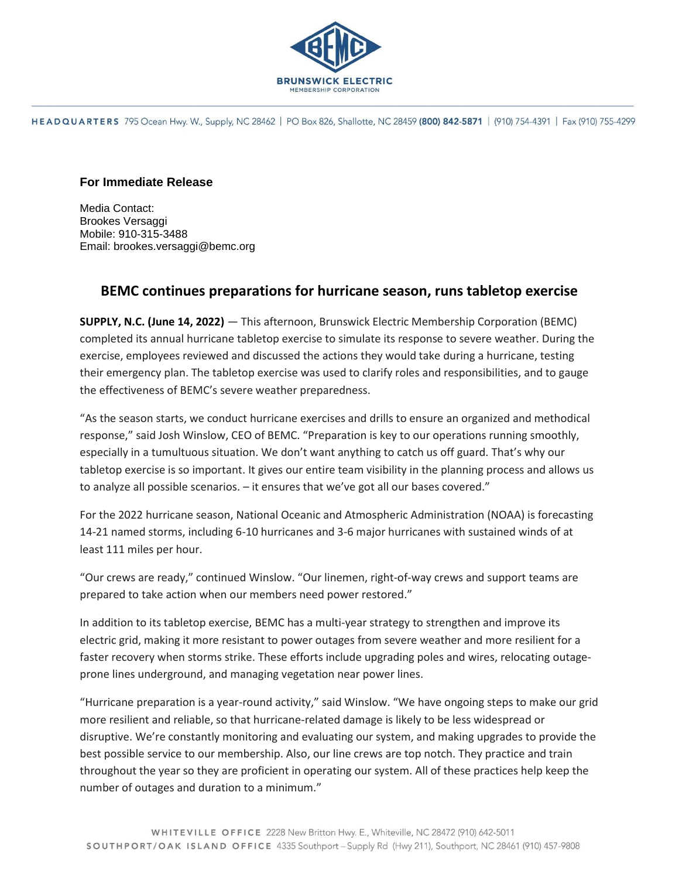BRUNSWICK ELECTRIC
MEMBERSHIP CORPORATION

HEADQUARTERS 795 Ocean Hwy. W., Supply, NC 28462 | PO Box 826, Shallotte, NC 28459 **(800) 842-5871** | (910) 754-4391 | Fax (910) 755-4299

**For Immediate Release**

Media Contact:
Brookes Versaggi
Mobile: 910-315-3488
Email: brookes.versaggi@bemc.org

## BEMC continues preparations for hurricane season, runs tabletop exercise

**SUPPLY, N.C. (June 14, 2022)** — This afternoon, Brunswick Electric Membership Corporation (BEMC) completed its annual hurricane tabletop exercise to simulate its response to severe weather. During the exercise, employees reviewed and discussed the actions they would take during a hurricane, testing their emergency plan. The tabletop exercise was used to clarify roles and responsibilities, and to gauge the effectiveness of BEMC's severe weather preparedness.

"As the season starts, we conduct hurricane exercises and drills to ensure an organized and methodical response," said Josh Winslow, CEO of BEMC. "Preparation is key to our operations running smoothly, especially in a tumultuous situation. We don't want anything to catch us off guard. That's why our tabletop exercise is so important. It gives our entire team visibility in the planning process and allows us to analyze all possible scenarios. – it ensures that we've got all our bases covered."

For the 2022 hurricane season, National Oceanic and Atmospheric Administration (NOAA) is forecasting 14-21 named storms, including 6-10 hurricanes and 3-6 major hurricanes with sustained winds of at least 111 miles per hour.

"Our crews are ready," continued Winslow. "Our linemen, right-of-way crews and support teams are prepared to take action when our members need power restored."

In addition to its tabletop exercise, BEMC has a multi-year strategy to strengthen and improve its electric grid, making it more resistant to power outages from severe weather and more resilient for a faster recovery when storms strike. These efforts include upgrading poles and wires, relocating outage-prone lines underground, and managing vegetation near power lines.

"Hurricane preparation is a year-round activity," said Winslow. "We have ongoing steps to make our grid more resilient and reliable, so that hurricane-related damage is likely to be less widespread or disruptive. We're constantly monitoring and evaluating our system, and making upgrades to provide the best possible service to our membership. Also, our line crews are top notch. They practice and train throughout the year so they are proficient in operating our system. All of these practices help keep the number of outages and duration to a minimum."

WHITEVILLE OFFICE 2228 New Britton Hwy. E., Whiteville, NC 28472 (910) 642-5011
SOUTHPORT/OAK ISLAND OFFICE 4335 Southport – Supply Rd (Hwy 211), Southport, NC 28461 (910) 457-9808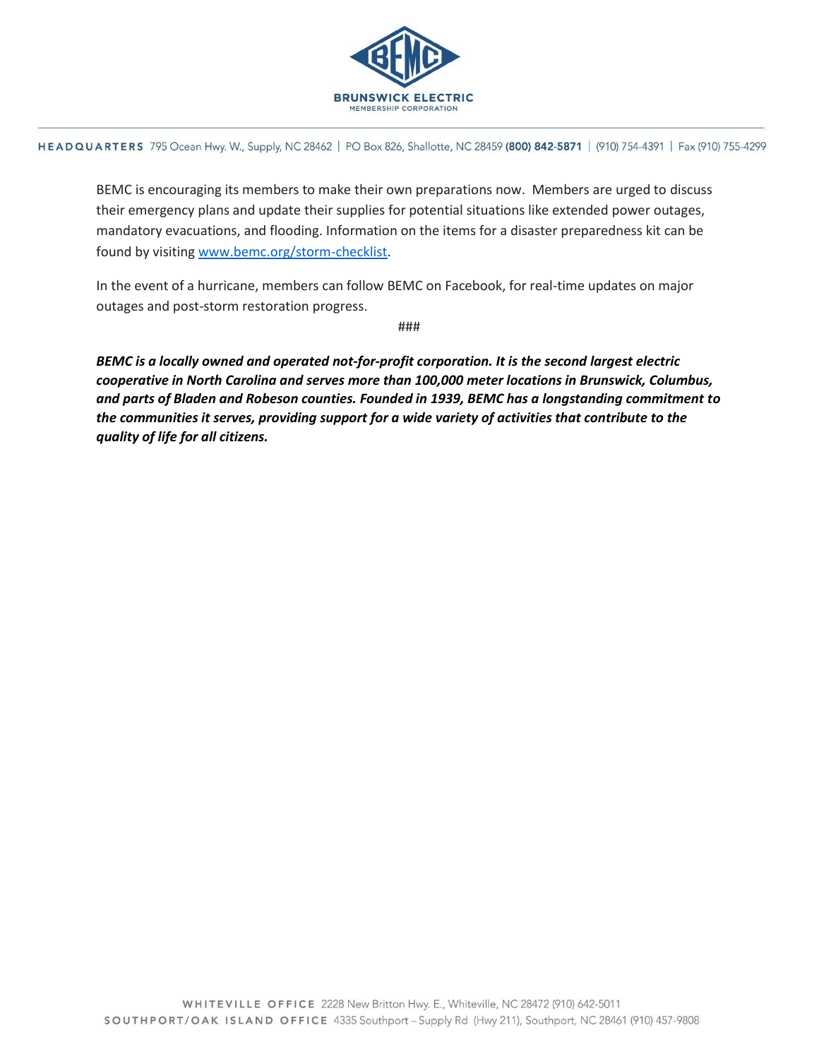BEMC is encouraging its members to make their own preparations now. Members are urged to discuss their emergency plans and update their supplies for potential situations like extended power outages, mandatory evacuations, and flooding. Information on the items for a disaster preparedness kit can be found by visiting [www.bemc.org/storm-checklist](http://www.bemc.org/storm-checklist).

In the event of a hurricane, members can follow BEMC on Facebook, for real-time updates on major outages and post-storm restoration progress.

###

***BEMC is a locally owned and operated not-for-profit corporation. It is the second largest electric cooperative in North Carolina and serves more than 100,000 meter locations in Brunswick, Columbus, and parts of Bladen and Robeson counties. Founded in 1939, BEMC has a longstanding commitment to the communities it serves, providing support for a wide variety of activities that contribute to the quality of life for all citizens.***